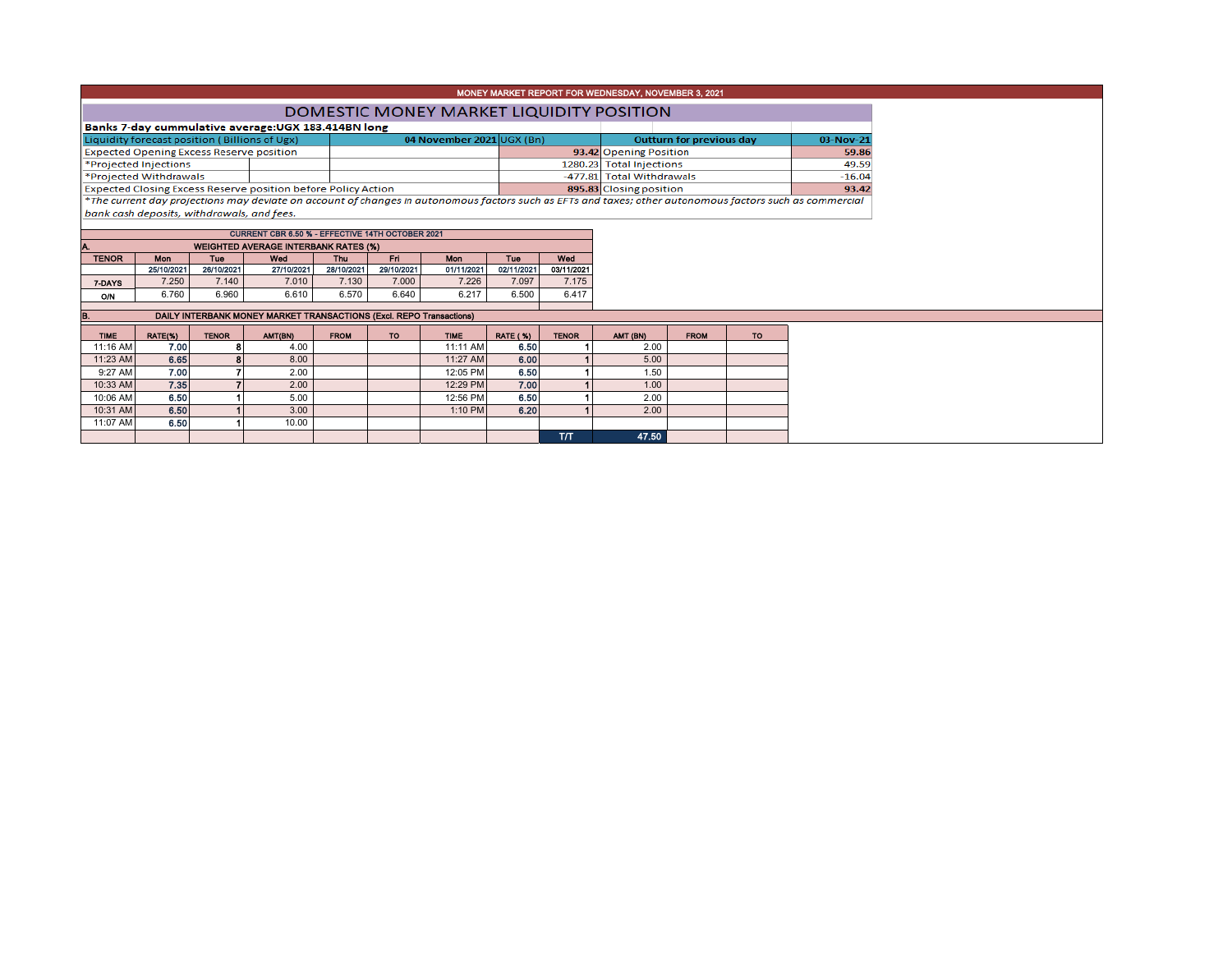MONEY MARKET REPORT FOR WEDNESDAY, NOVEMBER 3, 2021

# DOMESTIC MONEY MARKET LIQUIDITY POSITION

**Banks 7-day cummulative average:UGX 183.414BN long**

| Liquidity forecast position ( Billions of Ugx) | | 04 November 2021 | UGX (Bn) | Outturn for previous day | 03-Nov-21 |
|---|---|---|---|---|---|
| Expected Opening Excess Reserve position | | | 93.42 | Opening Position | 59.86 |
| *Projected Injections | | | 1280.23 | Total Injections | 49.59 |
| *Projected Withdrawals | | | -477.81 | Total Withdrawals | -16.04 |
| Expected Closing Excess Reserve position before Policy Action | | | 895.83 | Closing position | 93.42 |

*\*The current day projections may deviate on account of changes in autonomous factors such as EFTs and taxes; other autonomous factors such as commercial bank cash deposits, withdrawals, and fees.*

CURRENT CBR 6.50 % - EFFECTIVE 14TH OCTOBER 2021

**A. WEIGHTED AVERAGE INTERBANK RATES (%)**

| TENOR | Mon 25/10/2021 | Tue 26/10/2021 | Wed 27/10/2021 | Thu 28/10/2021 | Fri 29/10/2021 | Mon 01/11/2021 | Tue 02/11/2021 | Wed 03/11/2021 |
|---|---|---|---|---|---|---|---|---|
| 7-DAYS | 7.250 | 7.140 | 7.010 | 7.130 | 7.000 | 7.226 | 7.097 | 7.175 |
| O/N | 6.760 | 6.960 | 6.610 | 6.570 | 6.640 | 6.217 | 6.500 | 6.417 |

**B. DAILY INTERBANK MONEY MARKET TRANSACTIONS (Excl. REPO Transactions)**

| TIME | RATE(%) | TENOR | AMT(BN) | FROM | TO | TIME | RATE ( %) | TENOR | AMT (BN) | FROM | TO |
|---|---|---|---|---|---|---|---|---|---|---|---|
| 11:16 AM | 7.00 | 8 | 4.00 | | | 11:11 AM | 6.50 | 1 | 2.00 | | |
| 11:23 AM | 6.65 | 8 | 8.00 | | | 11:27 AM | 6.00 | 1 | 5.00 | | |
| 9:27 AM | 7.00 | 7 | 2.00 | | | 12:05 PM | 6.50 | 1 | 1.50 | | |
| 10:33 AM | 7.35 | 7 | 2.00 | | | 12:29 PM | 7.00 | 1 | 1.00 | | |
| 10:06 AM | 6.50 | 1 | 5.00 | | | 12:56 PM | 6.50 | 1 | 2.00 | | |
| 10:31 AM | 6.50 | 1 | 3.00 | | | 1:10 PM | 6.20 | 1 | 2.00 | | |
| 11:07 AM | 6.50 | 1 | 10.00 | | | | | | | | |
| | | | | | | | | T/T | 47.50 | | |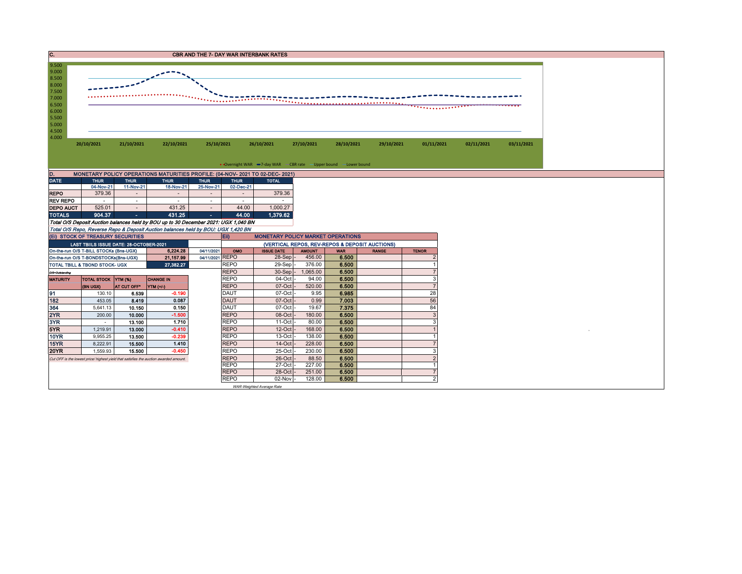## C. CBR AND THE 7- DAY WAR INTERBANK RATES

9.500
9.000
8.500
8.000
7.500
7.000
6.500
6.000
5.500
5.000
4.500
4.000

20/10/2021 21/10/2021 22/10/2021 25/10/2021 26/10/2021 27/10/2021 28/10/2021 29/10/2021 01/11/2021 02/11/2021 03/11/2021

Overnight WAR — 7-day WAR — CBR rate — Upper bound — Lower bound

## D. MONETARY POLICY OPERATIONS MATURITIES PROFILE: (04-NOV- 2021 TO 02-DEC- 2021)

| DATE | THUR | THUR | THUR | THUR | THUR | TOTAL |
|---|---|---|---|---|---|---|
| | 04-Nov-21 | 11-Nov-21 | 18-Nov-21 | 25-Nov-21 | 02-Dec-21 | |
| REPO | 379.36 | - | - | - | - | 379.36 |
| REV REPO | - | - | - | - | - | - |
| DEPO AUCT | 525.01 | - | 431.25 | - | 44.00 | 1,000.27 |
| TOTALS | 904.37 | - | 431.25 | - | 44.00 | 1,379.62 |

*Total O/S Deposit Auction balances held by BOU up to 30 December 2021: UGX 1,040 BN*

*Total O/S Repo, Reverse Repo & Deposit Auction balances held by BOU: UGX 1,420 BN*

## (Ei) STOCK OF TREASURY SECURITIES

| LAST TBIILS ISSUE DATE: 28-OCTOBER-2021 | | |
|---|---|---|
| On-the-run O/S T-BILL STOCKs (Bns-UGX) | 6,224.28 | 04/11/2021 |
| On-the-run O/S T-BONDSTOCKs(Bns-UGX) | 21,157.99 | 04/11/2021 |
| TOTAL TBILL & TBOND STOCK- UGX | 27,382.27 | |

O/S=Outstanding

| MATURITY | TOTAL STOCK (BN UGX) | YTM (%) AT CUT OFF* | CHANGE IN YTM (+/-) |
|---|---|---|---|
| 91 | 130.10 | 6.539 | -0.190 |
| 182 | 453.05 | 8.419 | 0.087 |
| 364 | 5,641.13 | 10.150 | 0.150 |
| 2YR | 200.00 | 10.000 | -1.500 |
| 3YR | - | 13.100 | 1.710 |
| 5YR | 1,219.91 | 13.000 | -0.410 |
| 10YR | 9,955.25 | 13.500 | -0.239 |
| 15YR | 8,222.91 | 15.500 | 1.410 |
| 20YR | 1,559.93 | 15.500 | -0.450 |

*Cut OFF is the lowest price/ highest yield that satisfies the auction awarded amount.*

## Eii) MONETARY POLICY MARKET OPERATIONS

(VERTICAL REPOS, REV-REPOS & DEPOSIT AUCTIONS)

| OMO | ISSUE DATE | AMOUNT | WAR | RANGE | TENOR |
|---|---|---|---|---|---|
| REPO | 28-Sep | 456.00 | 6.500 | | 2 |
| REPO | 29-Sep | 376.00 | 6.500 | | 1 |
| REPO | 30-Sep | 1,065.00 | 6.500 | | 7 |
| REPO | 04-Oct | 94.00 | 6.500 | | 3 |
| REPO | 07-Oct | 520.00 | 6.500 | | 7 |
| DAUT | 07-Oct | 9.95 | 6.985 | | 28 |
| DAUT | 07-Oct | 0.99 | 7.003 | | 56 |
| DAUT | 07-Oct | 19.67 | 7.375 | | 84 |
| REPO | 08-Oct | 180.00 | 6.500 | | 3 |
| REPO | 11-Oct | 80.00 | 6.500 | | 3 |
| REPO | 12-Oct | 168.00 | 6.500 | | 1 |
| REPO | 13-Oct | 138.00 | 6.500 | | 1 |
| REPO | 14-Oct | 228.00 | 6.500 | | 7 |
| REPO | 25-Oct | 230.00 | 6.500 | | 3 |
| REPO | 26-Oct | 88.50 | 6.500 | | 2 |
| REPO | 27-Oct | 227.00 | 6.500 | | 1 |
| REPO | 28-Oct | 251.00 | 6.500 | | 7 |
| REPO | 02-Nov | 128.00 | 6.500 | | 2 |

*WAR-Weighted Average Rate*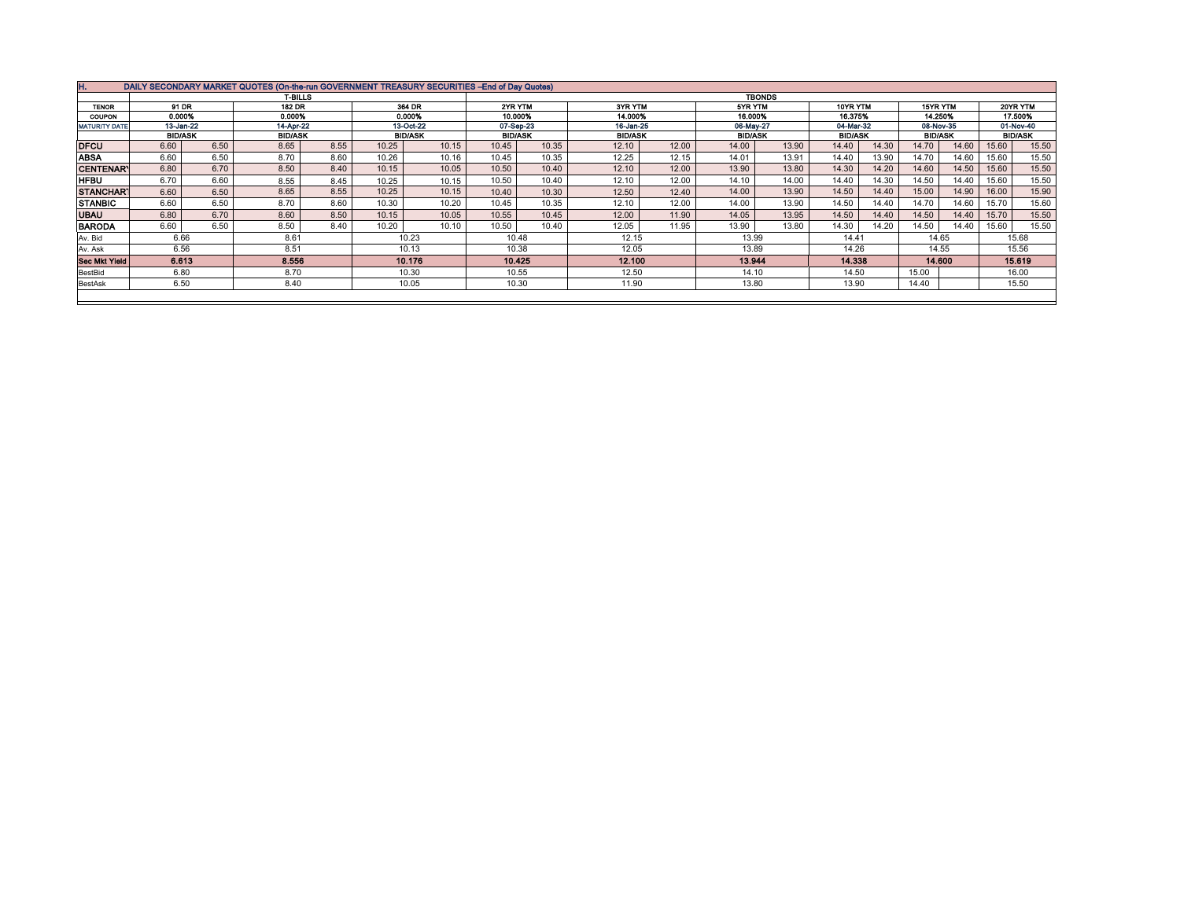**H. DAILY SECONDARY MARKET QUOTES (On-the-run GOVERNMENT TREASURY SECURITIES –End of Day Quotes)**

| | T-BILLS | | | | | | TBONDS | | | | | | | | | | | |
|---|---|---|---|---|---|---|---|---|---|---|---|---|---|---|---|---|---|---|
| **TENOR** | **91 DR** | | **182 DR** | | **364 DR** | | **2YR YTM** | | **3YR YTM** | | **5YR YTM** | | **10YR YTM** | | **15YR YTM** | | **20YR YTM** | |
| **COUPON** | **0.000%** | | **0.000%** | | **0.000%** | | **10.000%** | | **14.000%** | | **16.000%** | | **16.375%** | | **14.250%** | | **17.500%** | |
| MATURITY DATE | 13-Jan-22 | | 14-Apr-22 | | 13-Oct-22 | | 07-Sep-23 | | 16-Jan-25 | | 06-May-27 | | 04-Mar-32 | | 08-Nov-35 | | 01-Nov-40 | |
| | **BID/ASK** | | **BID/ASK** | | **BID/ASK** | | **BID/ASK** | | **BID/ASK** | | **BID/ASK** | | **BID/ASK** | | **BID/ASK** | | **BID/ASK** | |
| **DFCU** | 6.60 | 6.50 | 8.65 | 8.55 | 10.25 | 10.15 | 10.45 | 10.35 | 12.10 | 12.00 | 14.00 | 13.90 | 14.40 | 14.30 | 14.70 | 14.60 | 15.60 | 15.50 |
| **ABSA** | 6.60 | 6.50 | 8.70 | 8.60 | 10.26 | 10.16 | 10.45 | 10.35 | 12.25 | 12.15 | 14.01 | 13.91 | 14.40 | 13.90 | 14.70 | 14.60 | 15.60 | 15.50 |
| **CENTENARY** | 6.80 | 6.70 | 8.50 | 8.40 | 10.15 | 10.05 | 10.50 | 10.40 | 12.10 | 12.00 | 13.90 | 13.80 | 14.30 | 14.20 | 14.60 | 14.50 | 15.60 | 15.50 |
| **HFBU** | 6.70 | 6.60 | 8.55 | 8.45 | 10.25 | 10.15 | 10.50 | 10.40 | 12.10 | 12.00 | 14.10 | 14.00 | 14.40 | 14.30 | 14.50 | 14.40 | 15.60 | 15.50 |
| **STANCHART** | 6.60 | 6.50 | 8.65 | 8.55 | 10.25 | 10.15 | 10.40 | 10.30 | 12.50 | 12.40 | 14.00 | 13.90 | 14.50 | 14.40 | 15.00 | 14.90 | 16.00 | 15.90 |
| **STANBIC** | 6.60 | 6.50 | 8.70 | 8.60 | 10.30 | 10.20 | 10.45 | 10.35 | 12.10 | 12.00 | 14.00 | 13.90 | 14.50 | 14.40 | 14.70 | 14.60 | 15.70 | 15.60 |
| **UBAU** | 6.80 | 6.70 | 8.60 | 8.50 | 10.15 | 10.05 | 10.55 | 10.45 | 12.00 | 11.90 | 14.05 | 13.95 | 14.50 | 14.40 | 14.50 | 14.40 | 15.70 | 15.50 |
| **BARODA** | 6.60 | 6.50 | 8.50 | 8.40 | 10.20 | 10.10 | 10.50 | 10.40 | 12.05 | 11.95 | 13.90 | 13.80 | 14.30 | 14.20 | 14.50 | 14.40 | 15.60 | 15.50 |
| Av. Bid | 6.66 | | 8.61 | | 10.23 | | 10.48 | | 12.15 | | 13.99 | | 14.41 | | 14.65 | | 15.68 | |
| Av. Ask | 6.56 | | 8.51 | | 10.13 | | 10.38 | | 12.05 | | 13.89 | | 14.26 | | 14.55 | | 15.56 | |
| **Sec Mkt Yield** | **6.613** | | **8.556** | | **10.176** | | **10.425** | | **12.100** | | **13.944** | | **14.338** | | **14.600** | | **15.619** | |
| BestBid | 6.80 | | 8.70 | | 10.30 | | 10.55 | | 12.50 | | 14.10 | | 14.50 | | 15.00 | | 16.00 | |
| BestAsk | 6.50 | | 8.40 | | 10.05 | | 10.30 | | 11.90 | | 13.80 | | 13.90 | | 14.40 | | 15.50 | |